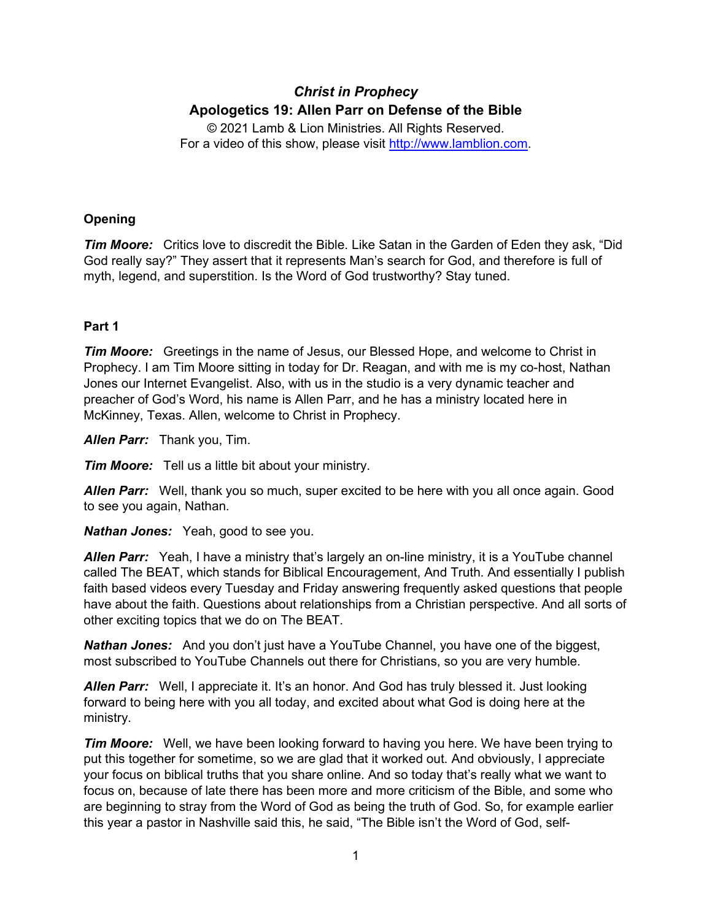# *Christ in Prophecy*

## Apologetics 19: Allen Parr on Defense of the Bible

© 2021 Lamb & Lion Ministries. All Rights Reserved.
For a video of this show, please visit http://www.lamblion.com.

### Opening

***Tim Moore:*** Critics love to discredit the Bible. Like Satan in the Garden of Eden they ask, "Did God really say?" They assert that it represents Man's search for God, and therefore is full of myth, legend, and superstition. Is the Word of God trustworthy? Stay tuned.

### Part 1

***Tim Moore:*** Greetings in the name of Jesus, our Blessed Hope, and welcome to Christ in Prophecy. I am Tim Moore sitting in today for Dr. Reagan, and with me is my co-host, Nathan Jones our Internet Evangelist. Also, with us in the studio is a very dynamic teacher and preacher of God's Word, his name is Allen Parr, and he has a ministry located here in McKinney, Texas. Allen, welcome to Christ in Prophecy.

***Allen Parr:*** Thank you, Tim.

***Tim Moore:*** Tell us a little bit about your ministry.

***Allen Parr:*** Well, thank you so much, super excited to be here with you all once again. Good to see you again, Nathan.

***Nathan Jones:*** Yeah, good to see you.

***Allen Parr:*** Yeah, I have a ministry that's largely an on-line ministry, it is a YouTube channel called The BEAT, which stands for Biblical Encouragement, And Truth. And essentially I publish faith based videos every Tuesday and Friday answering frequently asked questions that people have about the faith. Questions about relationships from a Christian perspective. And all sorts of other exciting topics that we do on The BEAT.

***Nathan Jones:*** And you don't just have a YouTube Channel, you have one of the biggest, most subscribed to YouTube Channels out there for Christians, so you are very humble.

***Allen Parr:*** Well, I appreciate it. It's an honor. And God has truly blessed it. Just looking forward to being here with you all today, and excited about what God is doing here at the ministry.

***Tim Moore:*** Well, we have been looking forward to having you here. We have been trying to put this together for sometime, so we are glad that it worked out. And obviously, I appreciate your focus on biblical truths that you share online. And so today that's really what we want to focus on, because of late there has been more and more criticism of the Bible, and some who are beginning to stray from the Word of God as being the truth of God. So, for example earlier this year a pastor in Nashville said this, he said, "The Bible isn't the Word of God, self-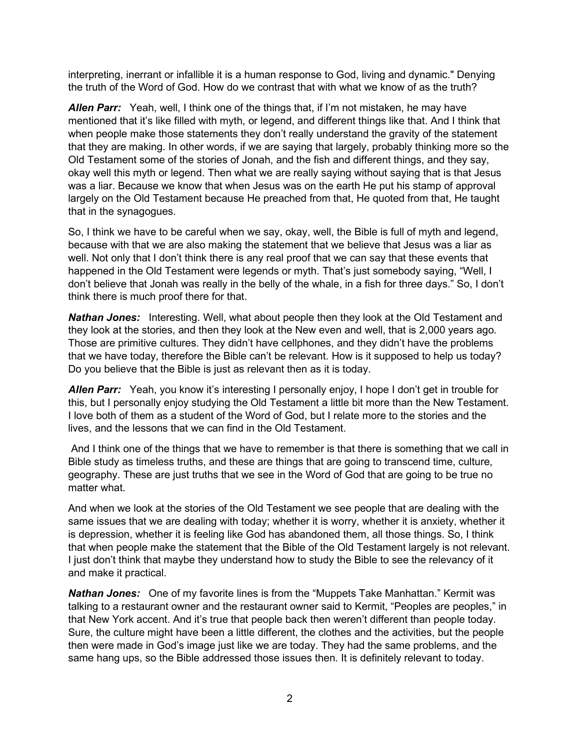interpreting, inerrant or infallible it is a human response to God, living and dynamic." Denying the truth of the Word of God. How do we contrast that with what we know of as the truth?

***Allen Parr:*** Yeah, well, I think one of the things that, if I'm not mistaken, he may have mentioned that it's like filled with myth, or legend, and different things like that. And I think that when people make those statements they don't really understand the gravity of the statement that they are making. In other words, if we are saying that largely, probably thinking more so the Old Testament some of the stories of Jonah, and the fish and different things, and they say, okay well this myth or legend. Then what we are really saying without saying that is that Jesus was a liar. Because we know that when Jesus was on the earth He put his stamp of approval largely on the Old Testament because He preached from that, He quoted from that, He taught that in the synagogues.

So, I think we have to be careful when we say, okay, well, the Bible is full of myth and legend, because with that we are also making the statement that we believe that Jesus was a liar as well. Not only that I don't think there is any real proof that we can say that these events that happened in the Old Testament were legends or myth. That's just somebody saying, "Well, I don't believe that Jonah was really in the belly of the whale, in a fish for three days." So, I don't think there is much proof there for that.

***Nathan Jones:*** Interesting. Well, what about people then they look at the Old Testament and they look at the stories, and then they look at the New even and well, that is 2,000 years ago. Those are primitive cultures. They didn't have cellphones, and they didn't have the problems that we have today, therefore the Bible can't be relevant. How is it supposed to help us today? Do you believe that the Bible is just as relevant then as it is today.

***Allen Parr:*** Yeah, you know it's interesting I personally enjoy, I hope I don't get in trouble for this, but I personally enjoy studying the Old Testament a little bit more than the New Testament. I love both of them as a student of the Word of God, but I relate more to the stories and the lives, and the lessons that we can find in the Old Testament.

And I think one of the things that we have to remember is that there is something that we call in Bible study as timeless truths, and these are things that are going to transcend time, culture, geography. These are just truths that we see in the Word of God that are going to be true no matter what.

And when we look at the stories of the Old Testament we see people that are dealing with the same issues that we are dealing with today; whether it is worry, whether it is anxiety, whether it is depression, whether it is feeling like God has abandoned them, all those things. So, I think that when people make the statement that the Bible of the Old Testament largely is not relevant. I just don't think that maybe they understand how to study the Bible to see the relevancy of it and make it practical.

***Nathan Jones:*** One of my favorite lines is from the "Muppets Take Manhattan." Kermit was talking to a restaurant owner and the restaurant owner said to Kermit, "Peoples are peoples," in that New York accent. And it's true that people back then weren't different than people today. Sure, the culture might have been a little different, the clothes and the activities, but the people then were made in God's image just like we are today. They had the same problems, and the same hang ups, so the Bible addressed those issues then. It is definitely relevant to today.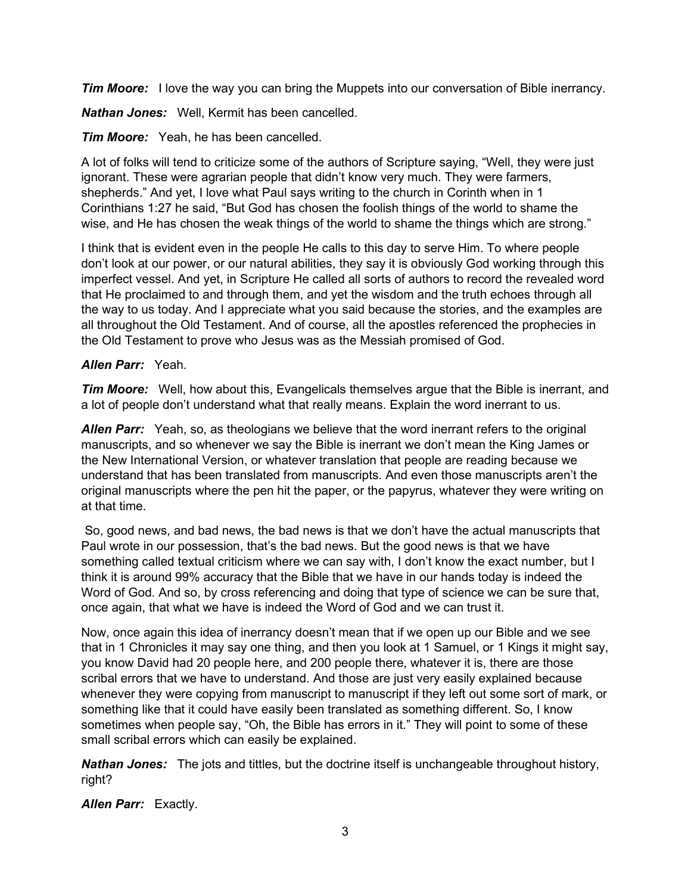***Tim Moore:*** I love the way you can bring the Muppets into our conversation of Bible inerrancy.

***Nathan Jones:*** Well, Kermit has been cancelled.

***Tim Moore:*** Yeah, he has been cancelled.

A lot of folks will tend to criticize some of the authors of Scripture saying, "Well, they were just ignorant. These were agrarian people that didn't know very much. They were farmers, shepherds." And yet, I love what Paul says writing to the church in Corinth when in 1 Corinthians 1:27 he said, "But God has chosen the foolish things of the world to shame the wise, and He has chosen the weak things of the world to shame the things which are strong."

I think that is evident even in the people He calls to this day to serve Him. To where people don't look at our power, or our natural abilities, they say it is obviously God working through this imperfect vessel. And yet, in Scripture He called all sorts of authors to record the revealed word that He proclaimed to and through them, and yet the wisdom and the truth echoes through all the way to us today. And I appreciate what you said because the stories, and the examples are all throughout the Old Testament. And of course, all the apostles referenced the prophecies in the Old Testament to prove who Jesus was as the Messiah promised of God.

***Allen Parr:*** Yeah.

***Tim Moore:*** Well, how about this, Evangelicals themselves argue that the Bible is inerrant, and a lot of people don't understand what that really means. Explain the word inerrant to us.

***Allen Parr:*** Yeah, so, as theologians we believe that the word inerrant refers to the original manuscripts, and so whenever we say the Bible is inerrant we don't mean the King James or the New International Version, or whatever translation that people are reading because we understand that has been translated from manuscripts. And even those manuscripts aren't the original manuscripts where the pen hit the paper, or the papyrus, whatever they were writing on at that time.

So, good news, and bad news, the bad news is that we don't have the actual manuscripts that Paul wrote in our possession, that's the bad news. But the good news is that we have something called textual criticism where we can say with, I don't know the exact number, but I think it is around 99% accuracy that the Bible that we have in our hands today is indeed the Word of God. And so, by cross referencing and doing that type of science we can be sure that, once again, that what we have is indeed the Word of God and we can trust it.

Now, once again this idea of inerrancy doesn't mean that if we open up our Bible and we see that in 1 Chronicles it may say one thing, and then you look at 1 Samuel, or 1 Kings it might say, you know David had 20 people here, and 200 people there, whatever it is, there are those scribal errors that we have to understand. And those are just very easily explained because whenever they were copying from manuscript to manuscript if they left out some sort of mark, or something like that it could have easily been translated as something different. So, I know sometimes when people say, "Oh, the Bible has errors in it." They will point to some of these small scribal errors which can easily be explained.

***Nathan Jones:*** The jots and tittles, but the doctrine itself is unchangeable throughout history, right?

***Allen Parr:*** Exactly.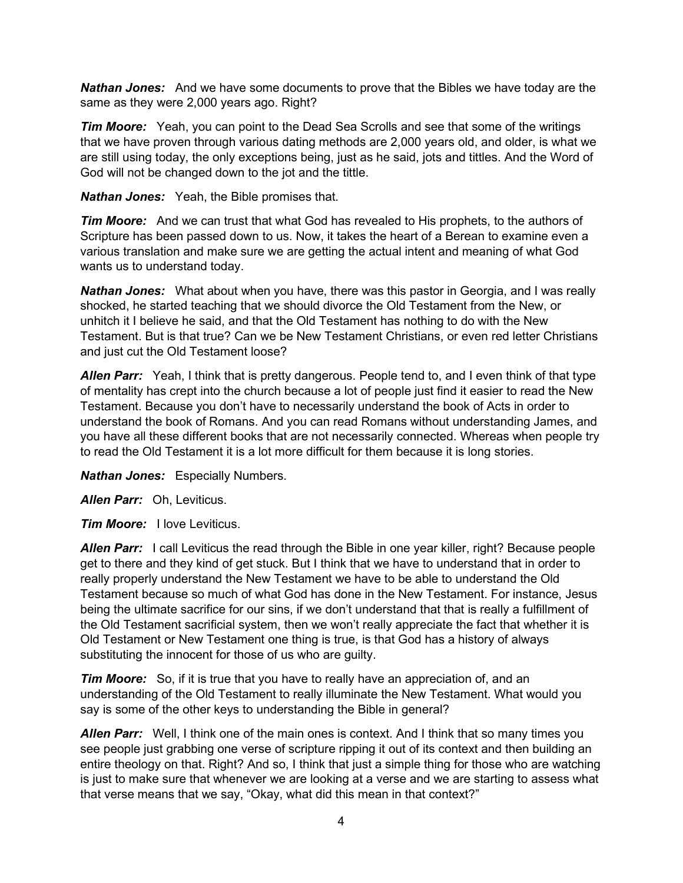***Nathan Jones:*** And we have some documents to prove that the Bibles we have today are the same as they were 2,000 years ago. Right?

***Tim Moore:*** Yeah, you can point to the Dead Sea Scrolls and see that some of the writings that we have proven through various dating methods are 2,000 years old, and older, is what we are still using today, the only exceptions being, just as he said, jots and tittles. And the Word of God will not be changed down to the jot and the tittle.

***Nathan Jones:*** Yeah, the Bible promises that.

***Tim Moore:*** And we can trust that what God has revealed to His prophets, to the authors of Scripture has been passed down to us. Now, it takes the heart of a Berean to examine even a various translation and make sure we are getting the actual intent and meaning of what God wants us to understand today.

***Nathan Jones:*** What about when you have, there was this pastor in Georgia, and I was really shocked, he started teaching that we should divorce the Old Testament from the New, or unhitch it I believe he said, and that the Old Testament has nothing to do with the New Testament. But is that true? Can we be New Testament Christians, or even red letter Christians and just cut the Old Testament loose?

***Allen Parr:*** Yeah, I think that is pretty dangerous. People tend to, and I even think of that type of mentality has crept into the church because a lot of people just find it easier to read the New Testament. Because you don't have to necessarily understand the book of Acts in order to understand the book of Romans. And you can read Romans without understanding James, and you have all these different books that are not necessarily connected. Whereas when people try to read the Old Testament it is a lot more difficult for them because it is long stories.

***Nathan Jones:*** Especially Numbers.

***Allen Parr:*** Oh, Leviticus.

***Tim Moore:*** I love Leviticus.

***Allen Parr:*** I call Leviticus the read through the Bible in one year killer, right? Because people get to there and they kind of get stuck. But I think that we have to understand that in order to really properly understand the New Testament we have to be able to understand the Old Testament because so much of what God has done in the New Testament. For instance, Jesus being the ultimate sacrifice for our sins, if we don't understand that that is really a fulfillment of the Old Testament sacrificial system, then we won't really appreciate the fact that whether it is Old Testament or New Testament one thing is true, is that God has a history of always substituting the innocent for those of us who are guilty.

***Tim Moore:*** So, if it is true that you have to really have an appreciation of, and an understanding of the Old Testament to really illuminate the New Testament. What would you say is some of the other keys to understanding the Bible in general?

***Allen Parr:*** Well, I think one of the main ones is context. And I think that so many times you see people just grabbing one verse of scripture ripping it out of its context and then building an entire theology on that. Right? And so, I think that just a simple thing for those who are watching is just to make sure that whenever we are looking at a verse and we are starting to assess what that verse means that we say, "Okay, what did this mean in that context?"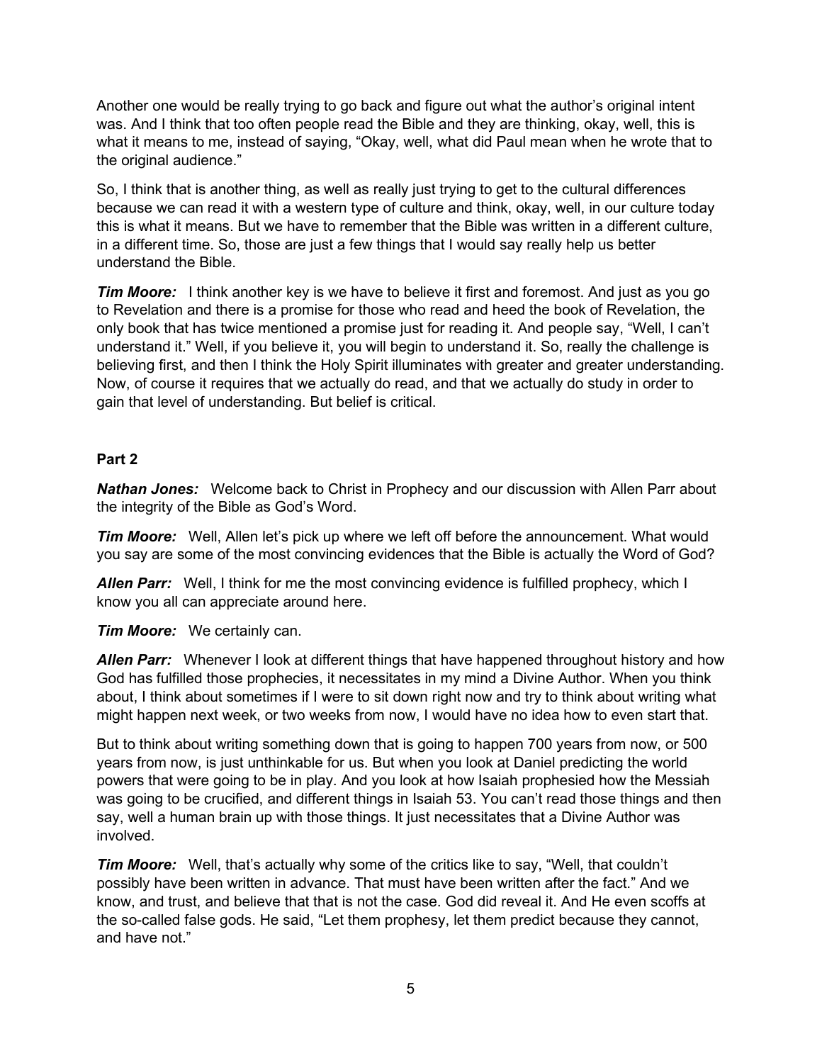Another one would be really trying to go back and figure out what the author's original intent was. And I think that too often people read the Bible and they are thinking, okay, well, this is what it means to me, instead of saying, "Okay, well, what did Paul mean when he wrote that to the original audience."

So, I think that is another thing, as well as really just trying to get to the cultural differences because we can read it with a western type of culture and think, okay, well, in our culture today this is what it means. But we have to remember that the Bible was written in a different culture, in a different time. So, those are just a few things that I would say really help us better understand the Bible.

***Tim Moore:*** I think another key is we have to believe it first and foremost. And just as you go to Revelation and there is a promise for those who read and heed the book of Revelation, the only book that has twice mentioned a promise just for reading it. And people say, "Well, I can't understand it." Well, if you believe it, you will begin to understand it. So, really the challenge is believing first, and then I think the Holy Spirit illuminates with greater and greater understanding. Now, of course it requires that we actually do read, and that we actually do study in order to gain that level of understanding. But belief is critical.

**Part 2**

***Nathan Jones:*** Welcome back to Christ in Prophecy and our discussion with Allen Parr about the integrity of the Bible as God's Word.

***Tim Moore:*** Well, Allen let's pick up where we left off before the announcement. What would you say are some of the most convincing evidences that the Bible is actually the Word of God?

***Allen Parr:*** Well, I think for me the most convincing evidence is fulfilled prophecy, which I know you all can appreciate around here.

***Tim Moore:*** We certainly can.

***Allen Parr:*** Whenever I look at different things that have happened throughout history and how God has fulfilled those prophecies, it necessitates in my mind a Divine Author. When you think about, I think about sometimes if I were to sit down right now and try to think about writing what might happen next week, or two weeks from now, I would have no idea how to even start that.

But to think about writing something down that is going to happen 700 years from now, or 500 years from now, is just unthinkable for us. But when you look at Daniel predicting the world powers that were going to be in play. And you look at how Isaiah prophesied how the Messiah was going to be crucified, and different things in Isaiah 53. You can't read those things and then say, well a human brain up with those things. It just necessitates that a Divine Author was involved.

***Tim Moore:*** Well, that's actually why some of the critics like to say, "Well, that couldn't possibly have been written in advance. That must have been written after the fact." And we know, and trust, and believe that that is not the case. God did reveal it. And He even scoffs at the so-called false gods. He said, "Let them prophesy, let them predict because they cannot, and have not."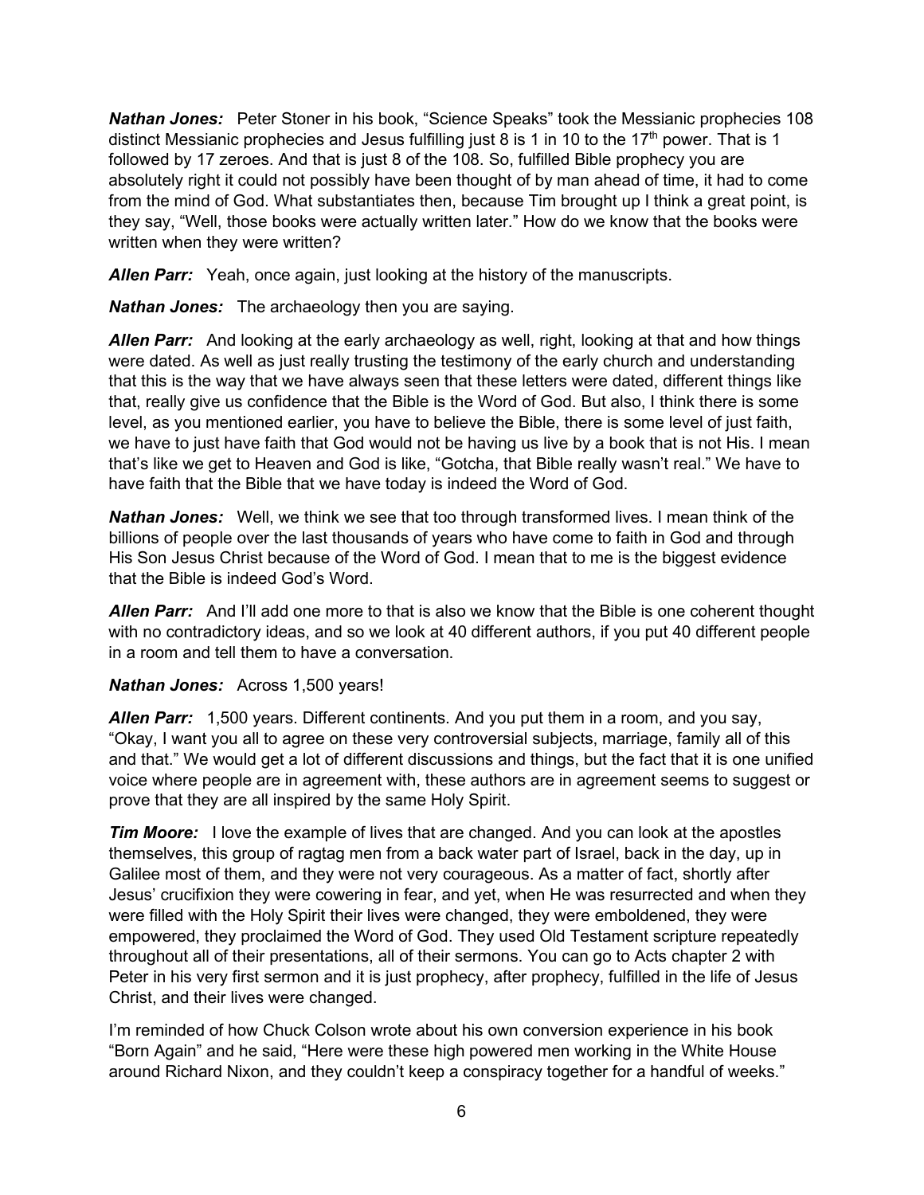***Nathan Jones:*** Peter Stoner in his book, "Science Speaks" took the Messianic prophecies 108 distinct Messianic prophecies and Jesus fulfilling just 8 is 1 in 10 to the $17^{th}$ power. That is 1 followed by 17 zeroes. And that is just 8 of the 108. So, fulfilled Bible prophecy you are absolutely right it could not possibly have been thought of by man ahead of time, it had to come from the mind of God. What substantiates then, because Tim brought up I think a great point, is they say, "Well, those books were actually written later." How do we know that the books were written when they were written?

***Allen Parr:*** Yeah, once again, just looking at the history of the manuscripts.

***Nathan Jones:*** The archaeology then you are saying.

***Allen Parr:*** And looking at the early archaeology as well, right, looking at that and how things were dated. As well as just really trusting the testimony of the early church and understanding that this is the way that we have always seen that these letters were dated, different things like that, really give us confidence that the Bible is the Word of God. But also, I think there is some level, as you mentioned earlier, you have to believe the Bible, there is some level of just faith, we have to just have faith that God would not be having us live by a book that is not His. I mean that's like we get to Heaven and God is like, "Gotcha, that Bible really wasn't real." We have to have faith that the Bible that we have today is indeed the Word of God.

***Nathan Jones:*** Well, we think we see that too through transformed lives. I mean think of the billions of people over the last thousands of years who have come to faith in God and through His Son Jesus Christ because of the Word of God. I mean that to me is the biggest evidence that the Bible is indeed God's Word.

***Allen Parr:*** And I'll add one more to that is also we know that the Bible is one coherent thought with no contradictory ideas, and so we look at 40 different authors, if you put 40 different people in a room and tell them to have a conversation.

***Nathan Jones:*** Across 1,500 years!

***Allen Parr:*** 1,500 years. Different continents. And you put them in a room, and you say, "Okay, I want you all to agree on these very controversial subjects, marriage, family all of this and that." We would get a lot of different discussions and things, but the fact that it is one unified voice where people are in agreement with, these authors are in agreement seems to suggest or prove that they are all inspired by the same Holy Spirit.

***Tim Moore:*** I love the example of lives that are changed. And you can look at the apostles themselves, this group of ragtag men from a back water part of Israel, back in the day, up in Galilee most of them, and they were not very courageous. As a matter of fact, shortly after Jesus' crucifixion they were cowering in fear, and yet, when He was resurrected and when they were filled with the Holy Spirit their lives were changed, they were emboldened, they were empowered, they proclaimed the Word of God. They used Old Testament scripture repeatedly throughout all of their presentations, all of their sermons. You can go to Acts chapter 2 with Peter in his very first sermon and it is just prophecy, after prophecy, fulfilled in the life of Jesus Christ, and their lives were changed.

I'm reminded of how Chuck Colson wrote about his own conversion experience in his book "Born Again" and he said, "Here were these high powered men working in the White House around Richard Nixon, and they couldn't keep a conspiracy together for a handful of weeks."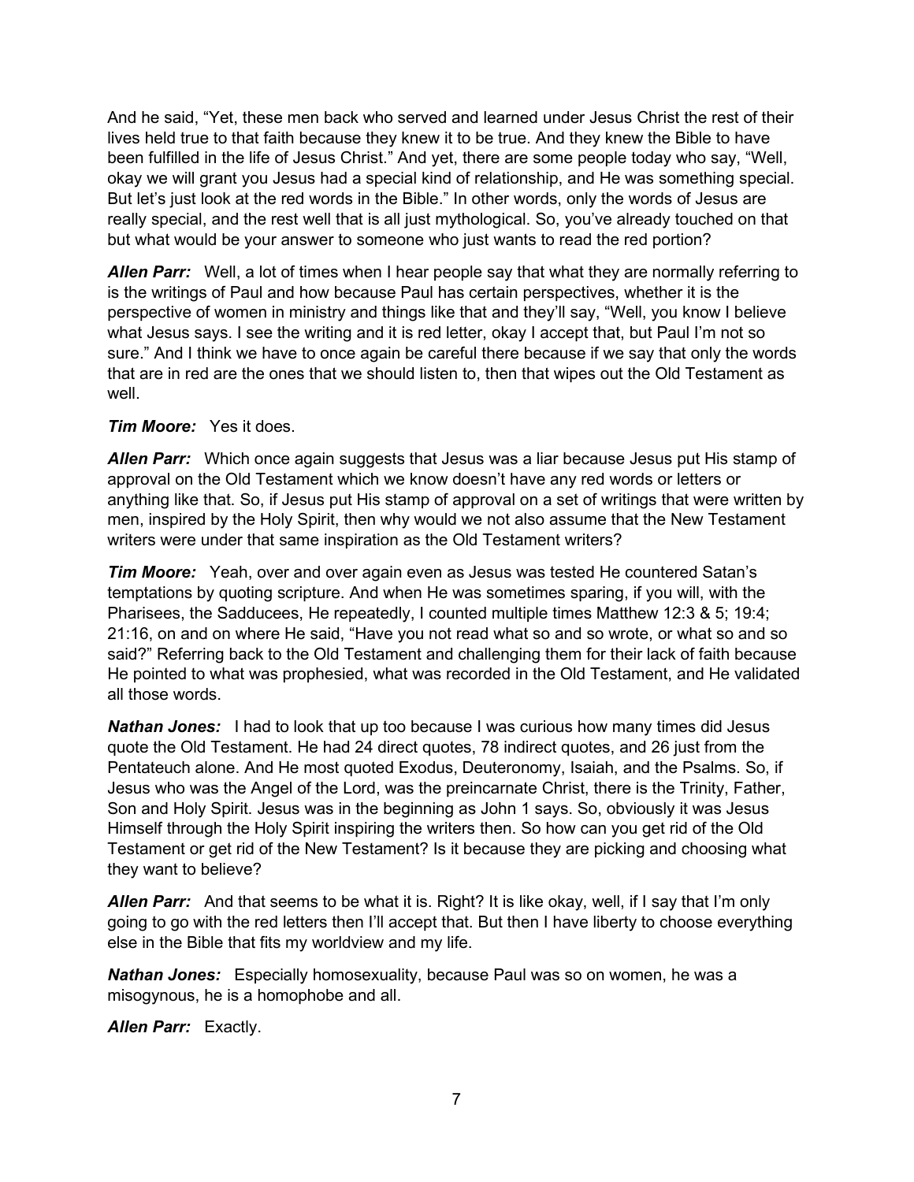And he said, "Yet, these men back who served and learned under Jesus Christ the rest of their lives held true to that faith because they knew it to be true. And they knew the Bible to have been fulfilled in the life of Jesus Christ." And yet, there are some people today who say, "Well, okay we will grant you Jesus had a special kind of relationship, and He was something special. But let's just look at the red words in the Bible." In other words, only the words of Jesus are really special, and the rest well that is all just mythological. So, you've already touched on that but what would be your answer to someone who just wants to read the red portion?

***Allen Parr:*** Well, a lot of times when I hear people say that what they are normally referring to is the writings of Paul and how because Paul has certain perspectives, whether it is the perspective of women in ministry and things like that and they'll say, "Well, you know I believe what Jesus says. I see the writing and it is red letter, okay I accept that, but Paul I'm not so sure." And I think we have to once again be careful there because if we say that only the words that are in red are the ones that we should listen to, then that wipes out the Old Testament as well.

***Tim Moore:*** Yes it does.

***Allen Parr:*** Which once again suggests that Jesus was a liar because Jesus put His stamp of approval on the Old Testament which we know doesn't have any red words or letters or anything like that. So, if Jesus put His stamp of approval on a set of writings that were written by men, inspired by the Holy Spirit, then why would we not also assume that the New Testament writers were under that same inspiration as the Old Testament writers?

***Tim Moore:*** Yeah, over and over again even as Jesus was tested He countered Satan's temptations by quoting scripture. And when He was sometimes sparing, if you will, with the Pharisees, the Sadducees, He repeatedly, I counted multiple times Matthew 12:3 & 5; 19:4; 21:16, on and on where He said, "Have you not read what so and so wrote, or what so and so said?" Referring back to the Old Testament and challenging them for their lack of faith because He pointed to what was prophesied, what was recorded in the Old Testament, and He validated all those words.

***Nathan Jones:*** I had to look that up too because I was curious how many times did Jesus quote the Old Testament. He had 24 direct quotes, 78 indirect quotes, and 26 just from the Pentateuch alone. And He most quoted Exodus, Deuteronomy, Isaiah, and the Psalms. So, if Jesus who was the Angel of the Lord, was the preincarnate Christ, there is the Trinity, Father, Son and Holy Spirit. Jesus was in the beginning as John 1 says. So, obviously it was Jesus Himself through the Holy Spirit inspiring the writers then. So how can you get rid of the Old Testament or get rid of the New Testament? Is it because they are picking and choosing what they want to believe?

***Allen Parr:*** And that seems to be what it is. Right? It is like okay, well, if I say that I'm only going to go with the red letters then I'll accept that. But then I have liberty to choose everything else in the Bible that fits my worldview and my life.

***Nathan Jones:*** Especially homosexuality, because Paul was so on women, he was a misogynous, he is a homophobe and all.

***Allen Parr:*** Exactly.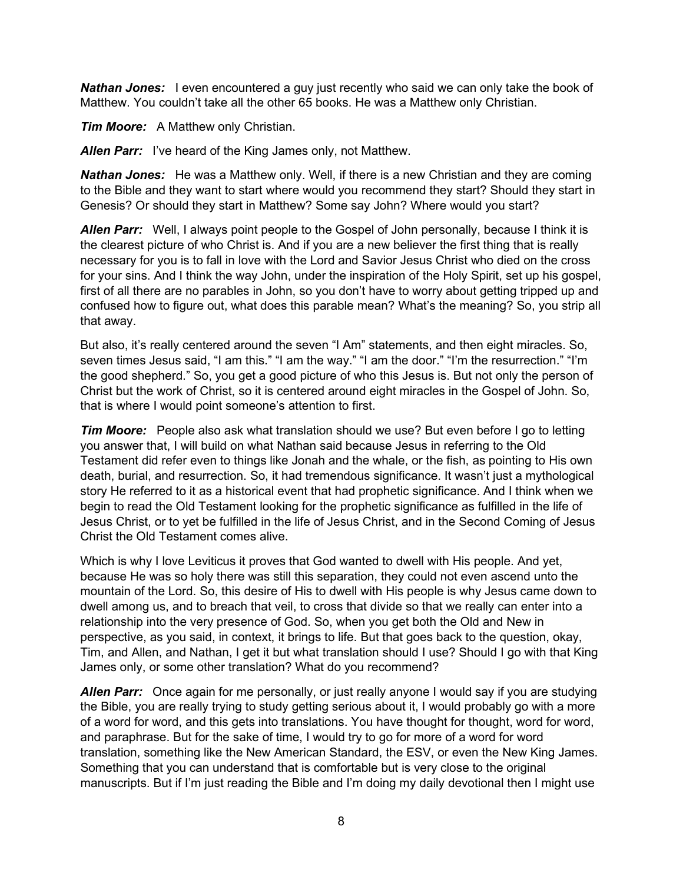***Nathan Jones:*** I even encountered a guy just recently who said we can only take the book of Matthew. You couldn't take all the other 65 books. He was a Matthew only Christian.

***Tim Moore:*** A Matthew only Christian.

***Allen Parr:*** I've heard of the King James only, not Matthew.

***Nathan Jones:*** He was a Matthew only. Well, if there is a new Christian and they are coming to the Bible and they want to start where would you recommend they start? Should they start in Genesis? Or should they start in Matthew? Some say John? Where would you start?

***Allen Parr:*** Well, I always point people to the Gospel of John personally, because I think it is the clearest picture of who Christ is. And if you are a new believer the first thing that is really necessary for you is to fall in love with the Lord and Savior Jesus Christ who died on the cross for your sins. And I think the way John, under the inspiration of the Holy Spirit, set up his gospel, first of all there are no parables in John, so you don't have to worry about getting tripped up and confused how to figure out, what does this parable mean? What's the meaning? So, you strip all that away.

But also, it's really centered around the seven "I Am" statements, and then eight miracles. So, seven times Jesus said, "I am this." "I am the way." "I am the door." "I'm the resurrection." "I'm the good shepherd." So, you get a good picture of who this Jesus is. But not only the person of Christ but the work of Christ, so it is centered around eight miracles in the Gospel of John. So, that is where I would point someone's attention to first.

***Tim Moore:*** People also ask what translation should we use? But even before I go to letting you answer that, I will build on what Nathan said because Jesus in referring to the Old Testament did refer even to things like Jonah and the whale, or the fish, as pointing to His own death, burial, and resurrection. So, it had tremendous significance. It wasn't just a mythological story He referred to it as a historical event that had prophetic significance. And I think when we begin to read the Old Testament looking for the prophetic significance as fulfilled in the life of Jesus Christ, or to yet be fulfilled in the life of Jesus Christ, and in the Second Coming of Jesus Christ the Old Testament comes alive.

Which is why I love Leviticus it proves that God wanted to dwell with His people. And yet, because He was so holy there was still this separation, they could not even ascend unto the mountain of the Lord. So, this desire of His to dwell with His people is why Jesus came down to dwell among us, and to breach that veil, to cross that divide so that we really can enter into a relationship into the very presence of God. So, when you get both the Old and New in perspective, as you said, in context, it brings to life. But that goes back to the question, okay, Tim, and Allen, and Nathan, I get it but what translation should I use? Should I go with that King James only, or some other translation? What do you recommend?

***Allen Parr:*** Once again for me personally, or just really anyone I would say if you are studying the Bible, you are really trying to study getting serious about it, I would probably go with a more of a word for word, and this gets into translations. You have thought for thought, word for word, and paraphrase. But for the sake of time, I would try to go for more of a word for word translation, something like the New American Standard, the ESV, or even the New King James. Something that you can understand that is comfortable but is very close to the original manuscripts. But if I'm just reading the Bible and I'm doing my daily devotional then I might use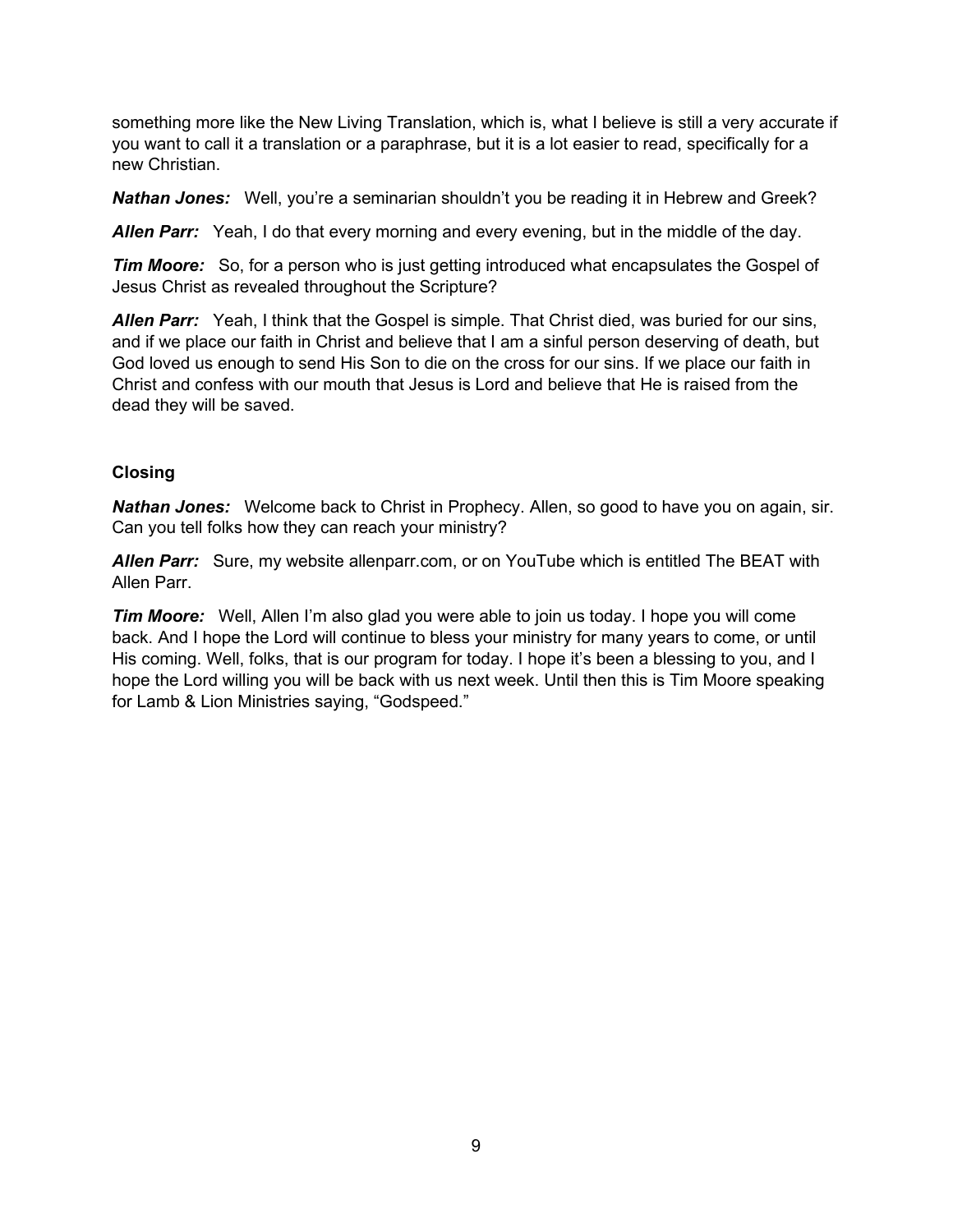something more like the New Living Translation, which is, what I believe is still a very accurate if you want to call it a translation or a paraphrase, but it is a lot easier to read, specifically for a new Christian.

***Nathan Jones:*** Well, you're a seminarian shouldn't you be reading it in Hebrew and Greek?

***Allen Parr:*** Yeah, I do that every morning and every evening, but in the middle of the day.

***Tim Moore:*** So, for a person who is just getting introduced what encapsulates the Gospel of Jesus Christ as revealed throughout the Scripture?

***Allen Parr:*** Yeah, I think that the Gospel is simple. That Christ died, was buried for our sins, and if we place our faith in Christ and believe that I am a sinful person deserving of death, but God loved us enough to send His Son to die on the cross for our sins. If we place our faith in Christ and confess with our mouth that Jesus is Lord and believe that He is raised from the dead they will be saved.

**Closing**

***Nathan Jones:*** Welcome back to Christ in Prophecy. Allen, so good to have you on again, sir. Can you tell folks how they can reach your ministry?

***Allen Parr:*** Sure, my website allenparr.com, or on YouTube which is entitled The BEAT with Allen Parr.

***Tim Moore:*** Well, Allen I'm also glad you were able to join us today. I hope you will come back. And I hope the Lord will continue to bless your ministry for many years to come, or until His coming. Well, folks, that is our program for today. I hope it's been a blessing to you, and I hope the Lord willing you will be back with us next week. Until then this is Tim Moore speaking for Lamb & Lion Ministries saying, "Godspeed."